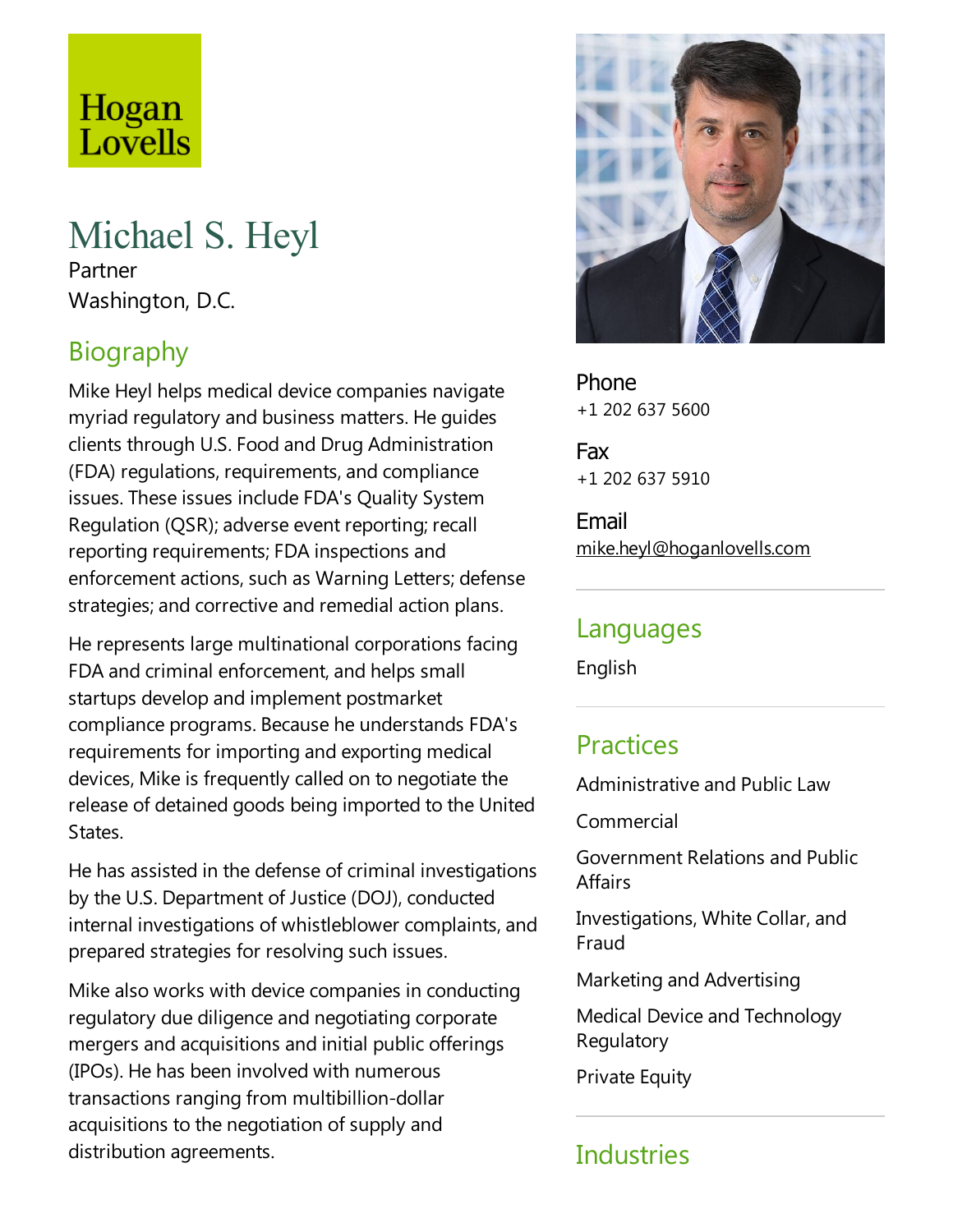Hogan Lovells

# Michael S. Heyl

Partner

Washington, D.C.

## Biography

Mike Heyl helps medical device companies navigate myriad regulatory and business matters. He guides clients through U.S. Food and Drug Administration (FDA) regulations, requirements, and compliance issues. These issues include FDA's Quality System Regulation (QSR); adverse event reporting; recall reporting requirements; FDA inspections and enforcement actions, such as Warning Letters; defense strategies; and corrective and remedial action plans.

He represents large multinational corporations facing FDA and criminal enforcement, and helps small startups develop and implement postmarket compliance programs. Because he understands FDA's requirements for importing and exporting medical devices, Mike is frequently called on to negotiate the release of detained goods being imported to the United States.

He has assisted in the defense of criminal investigations by the U.S. Department of Justice (DOJ), conducted internal investigations of whistleblower complaints, and prepared strategies for resolving such issues.

Mike also works with device companies in conducting regulatory due diligence and negotiating corporate mergers and acquisitions and initial public offerings (IPOs). He has been involved with numerous transactions ranging from multibillion-dollar acquisitions to the negotiation of supply and distribution agreements.

**Phone**
+1 202 637 5600

**Fax**
+1 202 637 5910

**Email**
mike.heyl@hoganlovells.com

## Languages

English

## Practices

Administrative and Public Law

Commercial

Government Relations and Public Affairs

Investigations, White Collar, and Fraud

Marketing and Advertising

Medical Device and Technology Regulatory

Private Equity

## Industries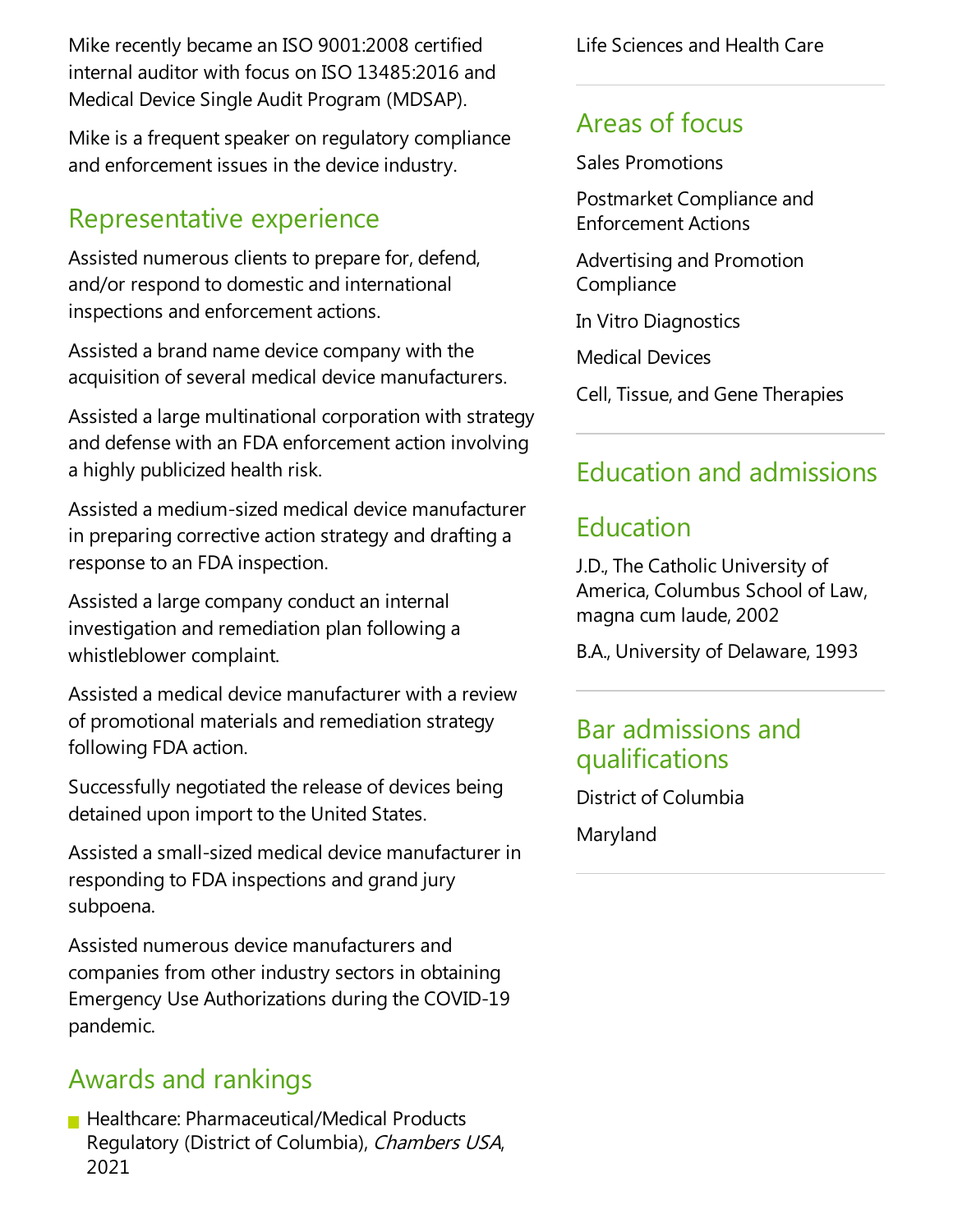Mike recently became an ISO 9001:2008 certified internal auditor with focus on ISO 13485:2016 and Medical Device Single Audit Program (MDSAP).

Mike is a frequent speaker on regulatory compliance and enforcement issues in the device industry.

## Representative experience

Assisted numerous clients to prepare for, defend, and/or respond to domestic and international inspections and enforcement actions.

Assisted a brand name device company with the acquisition of several medical device manufacturers.

Assisted a large multinational corporation with strategy and defense with an FDA enforcement action involving a highly publicized health risk.

Assisted a medium-sized medical device manufacturer in preparing corrective action strategy and drafting a response to an FDA inspection.

Assisted a large company conduct an internal investigation and remediation plan following a whistleblower complaint.

Assisted a medical device manufacturer with a review of promotional materials and remediation strategy following FDA action.

Successfully negotiated the release of devices being detained upon import to the United States.

Assisted a small-sized medical device manufacturer in responding to FDA inspections and grand jury subpoena.

Assisted numerous device manufacturers and companies from other industry sectors in obtaining Emergency Use Authorizations during the COVID-19 pandemic.

## Awards and rankings

- Healthcare: Pharmaceutical/Medical Products Regulatory (District of Columbia), *Chambers USA*, 2021

Life Sciences and Health Care

## Areas of focus

Sales Promotions

Postmarket Compliance and Enforcement Actions

Advertising and Promotion Compliance

In Vitro Diagnostics

Medical Devices

Cell, Tissue, and Gene Therapies

## Education and admissions

## Education

J.D., The Catholic University of America, Columbus School of Law, magna cum laude, 2002

B.A., University of Delaware, 1993

## Bar admissions and qualifications

District of Columbia

Maryland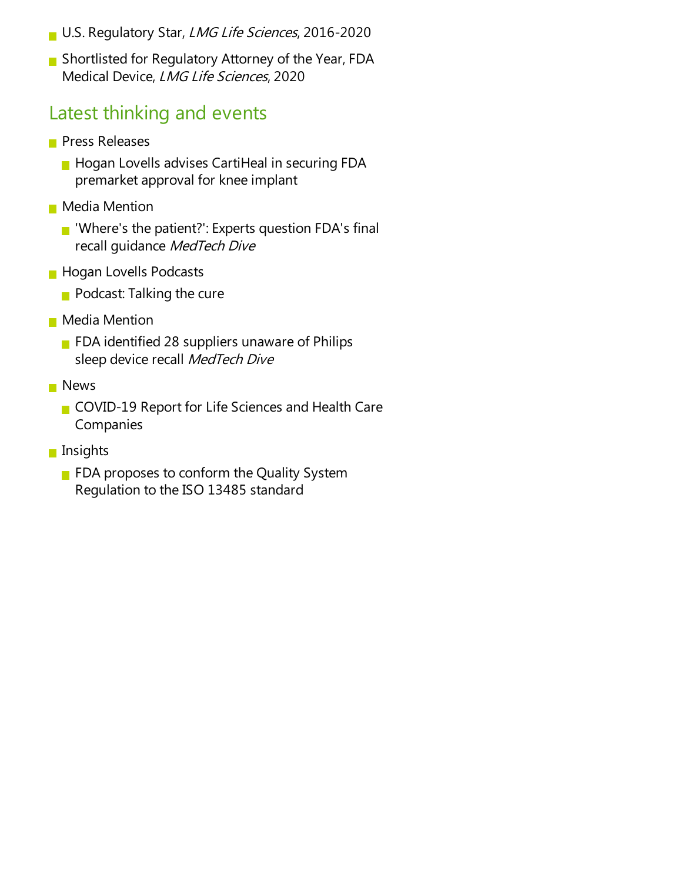- U.S. Regulatory Star, *LMG Life Sciences*, 2016-2020
- Shortlisted for Regulatory Attorney of the Year, FDA Medical Device, *LMG Life Sciences*, 2020

## Latest thinking and events

- Press Releases
  - Hogan Lovells advises CartiHeal in securing FDA premarket approval for knee implant
- Media Mention
  - 'Where's the patient?': Experts question FDA's final recall guidance *MedTech Dive*
- Hogan Lovells Podcasts
  - Podcast: Talking the cure
- Media Mention
  - FDA identified 28 suppliers unaware of Philips sleep device recall *MedTech Dive*
- News
  - COVID-19 Report for Life Sciences and Health Care Companies
- Insights
  - FDA proposes to conform the Quality System Regulation to the ISO 13485 standard